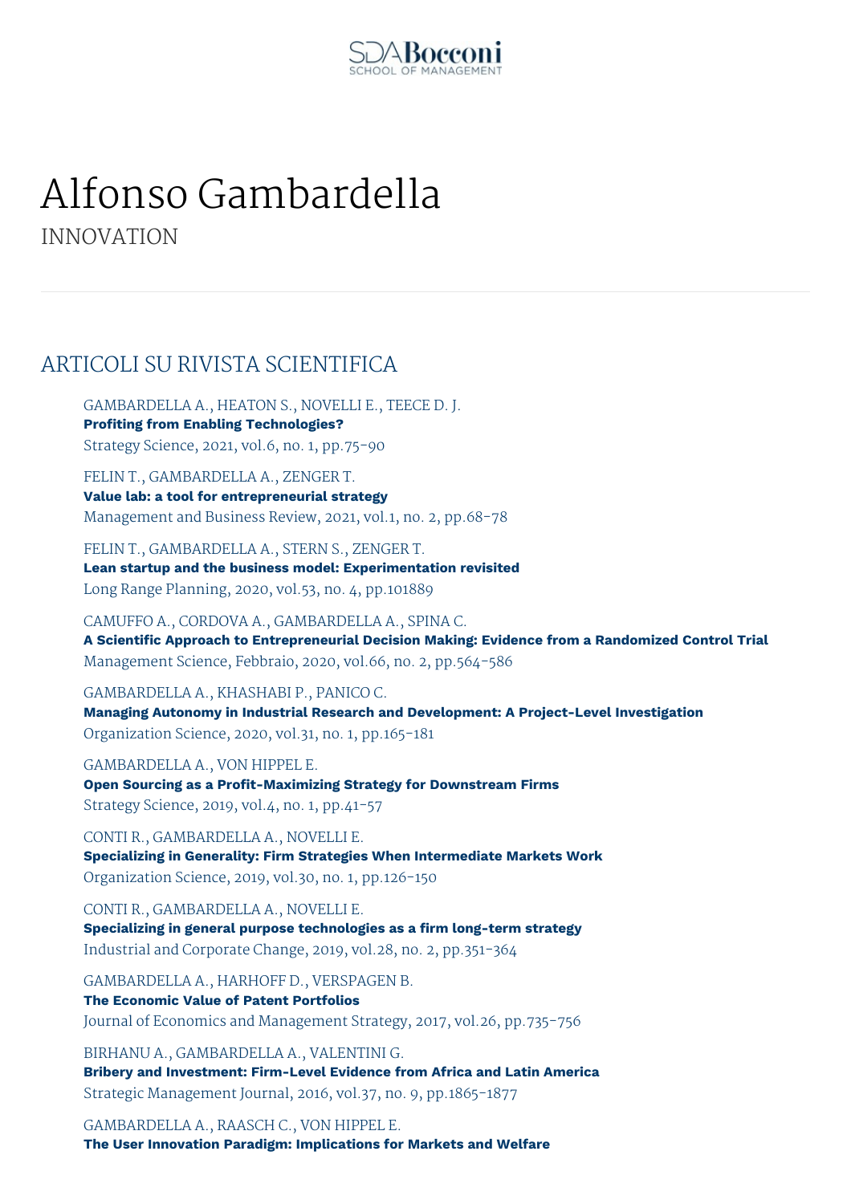# Alfonso Gambardella

INNOVATION

## ARTICOLI SU RIVISTA SCIENTIFICA

GAMBARDELLA A., HEATON S., NOVELLI E., TEECE D. J.
**Profiting from Enabling Technologies?**
Strategy Science, 2021, vol.6, no. 1, pp.75-90

FELIN T., GAMBARDELLA A., ZENGER T.
**Value lab: a tool for entrepreneurial strategy**
Management and Business Review, 2021, vol.1, no. 2, pp.68-78

FELIN T., GAMBARDELLA A., STERN S., ZENGER T.
**Lean startup and the business model: Experimentation revisited**
Long Range Planning, 2020, vol.53, no. 4, pp.101889

CAMUFFO A., CORDOVA A., GAMBARDELLA A., SPINA C.
**A Scientific Approach to Entrepreneurial Decision Making: Evidence from a Randomized Control Trial**
Management Science, Febbraio, 2020, vol.66, no. 2, pp.564-586

GAMBARDELLA A., KHASHABI P., PANICO C.
**Managing Autonomy in Industrial Research and Development: A Project-Level Investigation**
Organization Science, 2020, vol.31, no. 1, pp.165-181

GAMBARDELLA A., VON HIPPEL E.
**Open Sourcing as a Profit-Maximizing Strategy for Downstream Firms**
Strategy Science, 2019, vol.4, no. 1, pp.41-57

CONTI R., GAMBARDELLA A., NOVELLI E.
**Specializing in Generality: Firm Strategies When Intermediate Markets Work**
Organization Science, 2019, vol.30, no. 1, pp.126-150

CONTI R., GAMBARDELLA A., NOVELLI E.
**Specializing in general purpose technologies as a firm long-term strategy**
Industrial and Corporate Change, 2019, vol.28, no. 2, pp.351-364

GAMBARDELLA A., HARHOFF D., VERSPAGEN B.
**The Economic Value of Patent Portfolios**
Journal of Economics and Management Strategy, 2017, vol.26, pp.735-756

BIRHANU A., GAMBARDELLA A., VALENTINI G.
**Bribery and Investment: Firm-Level Evidence from Africa and Latin America**
Strategic Management Journal, 2016, vol.37, no. 9, pp.1865-1877

GAMBARDELLA A., RAASCH C., VON HIPPEL E.
**The User Innovation Paradigm: Implications for Markets and Welfare**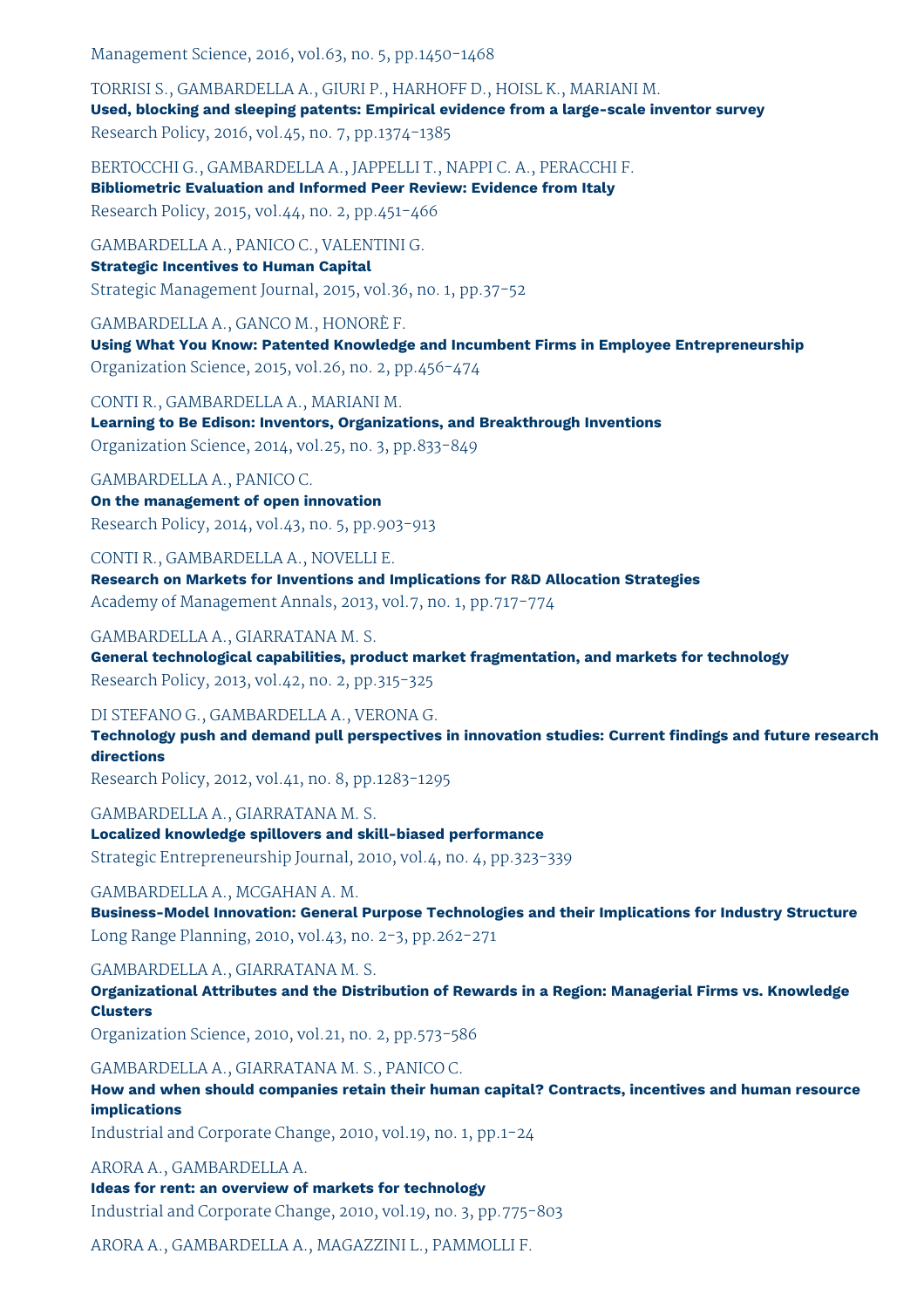Management Science, 2016, vol.63, no. 5, pp.1450-1468

TORRISI S., GAMBARDELLA A., GIURI P., HARHOFF D., HOISL K., MARIANI M.
**Used, blocking and sleeping patents: Empirical evidence from a large-scale inventor survey**
Research Policy, 2016, vol.45, no. 7, pp.1374-1385

BERTOCCHI G., GAMBARDELLA A., JAPPELLI T., NAPPI C. A., PERACCHI F.
**Bibliometric Evaluation and Informed Peer Review: Evidence from Italy**
Research Policy, 2015, vol.44, no. 2, pp.451-466

GAMBARDELLA A., PANICO C., VALENTINI G.
**Strategic Incentives to Human Capital**
Strategic Management Journal, 2015, vol.36, no. 1, pp.37-52

GAMBARDELLA A., GANCO M., HONORÈ F.
**Using What You Know: Patented Knowledge and Incumbent Firms in Employee Entrepreneurship**
Organization Science, 2015, vol.26, no. 2, pp.456-474

CONTI R., GAMBARDELLA A., MARIANI M.
**Learning to Be Edison: Inventors, Organizations, and Breakthrough Inventions**
Organization Science, 2014, vol.25, no. 3, pp.833-849

GAMBARDELLA A., PANICO C.
**On the management of open innovation**
Research Policy, 2014, vol.43, no. 5, pp.903-913

CONTI R., GAMBARDELLA A., NOVELLI E.
**Research on Markets for Inventions and Implications for R&D Allocation Strategies**
Academy of Management Annals, 2013, vol.7, no. 1, pp.717-774

GAMBARDELLA A., GIARRATANA M. S.
**General technological capabilities, product market fragmentation, and markets for technology**
Research Policy, 2013, vol.42, no. 2, pp.315-325

DI STEFANO G., GAMBARDELLA A., VERONA G.
**Technology push and demand pull perspectives in innovation studies: Current findings and future research directions**
Research Policy, 2012, vol.41, no. 8, pp.1283-1295

GAMBARDELLA A., GIARRATANA M. S.
**Localized knowledge spillovers and skill-biased performance**
Strategic Entrepreneurship Journal, 2010, vol.4, no. 4, pp.323-339

GAMBARDELLA A., MCGAHAN A. M.
**Business-Model Innovation: General Purpose Technologies and their Implications for Industry Structure**
Long Range Planning, 2010, vol.43, no. 2-3, pp.262-271

GAMBARDELLA A., GIARRATANA M. S.
**Organizational Attributes and the Distribution of Rewards in a Region: Managerial Firms vs. Knowledge Clusters**
Organization Science, 2010, vol.21, no. 2, pp.573-586

GAMBARDELLA A., GIARRATANA M. S., PANICO C.
**How and when should companies retain their human capital? Contracts, incentives and human resource implications**
Industrial and Corporate Change, 2010, vol.19, no. 1, pp.1-24

ARORA A., GAMBARDELLA A.
**Ideas for rent: an overview of markets for technology**
Industrial and Corporate Change, 2010, vol.19, no. 3, pp.775-803

ARORA A., GAMBARDELLA A., MAGAZZINI L., PAMMOLLI F.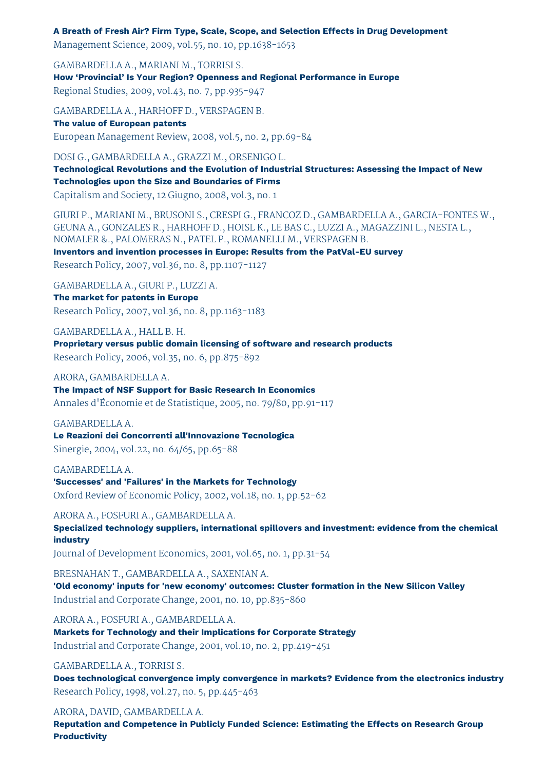**A Breath of Fresh Air? Firm Type, Scale, Scope, and Selection Effects in Drug Development**
Management Science, 2009, vol.55, no. 10, pp.1638-1653

GAMBARDELLA A., MARIANI M., TORRISI S.
**How 'Provincial' Is Your Region? Openness and Regional Performance in Europe**
Regional Studies, 2009, vol.43, no. 7, pp.935-947

GAMBARDELLA A., HARHOFF D., VERSPAGEN B.
**The value of European patents**
European Management Review, 2008, vol.5, no. 2, pp.69-84

DOSI G., GAMBARDELLA A., GRAZZI M., ORSENIGO L.
**Technological Revolutions and the Evolution of Industrial Structures: Assessing the Impact of New Technologies upon the Size and Boundaries of Firms**
Capitalism and Society, 12 Giugno, 2008, vol.3, no. 1

GIURI P., MARIANI M., BRUSONI S., CRESPI G., FRANCOZ D., GAMBARDELLA A., GARCIA-FONTES W., GEUNA A., GONZALES R., HARHOFF D., HOISL K., LE BAS C., LUZZI A., MAGAZZINI L., NESTA L., NOMALER &., PALOMERAS N., PATEL P., ROMANELLI M., VERSPAGEN B.
**Inventors and invention processes in Europe: Results from the PatVal-EU survey**
Research Policy, 2007, vol.36, no. 8, pp.1107-1127

GAMBARDELLA A., GIURI P., LUZZI A.
**The market for patents in Europe**
Research Policy, 2007, vol.36, no. 8, pp.1163-1183

GAMBARDELLA A., HALL B. H.
**Proprietary versus public domain licensing of software and research products**
Research Policy, 2006, vol.35, no. 6, pp.875-892

ARORA, GAMBARDELLA A.
**The Impact of NSF Support for Basic Research In Economics**
Annales d'Économie et de Statistique, 2005, no. 79/80, pp.91-117

GAMBARDELLA A.
**Le Reazioni dei Concorrenti all'Innovazione Tecnologica**
Sinergie, 2004, vol.22, no. 64/65, pp.65-88

GAMBARDELLA A.
**'Successes' and 'Failures' in the Markets for Technology**
Oxford Review of Economic Policy, 2002, vol.18, no. 1, pp.52-62

ARORA A., FOSFURI A., GAMBARDELLA A.
**Specialized technology suppliers, international spillovers and investment: evidence from the chemical industry**
Journal of Development Economics, 2001, vol.65, no. 1, pp.31-54

BRESNAHAN T., GAMBARDELLA A., SAXENIAN A.
**'Old economy' inputs for 'new economy' outcomes: Cluster formation in the New Silicon Valley**
Industrial and Corporate Change, 2001, no. 10, pp.835-860

ARORA A., FOSFURI A., GAMBARDELLA A.
**Markets for Technology and their Implications for Corporate Strategy**
Industrial and Corporate Change, 2001, vol.10, no. 2, pp.419-451

GAMBARDELLA A., TORRISI S.
**Does technological convergence imply convergence in markets? Evidence from the electronics industry**
Research Policy, 1998, vol.27, no. 5, pp.445-463

ARORA, DAVID, GAMBARDELLA A.
**Reputation and Competence in Publicly Funded Science: Estimating the Effects on Research Group Productivity**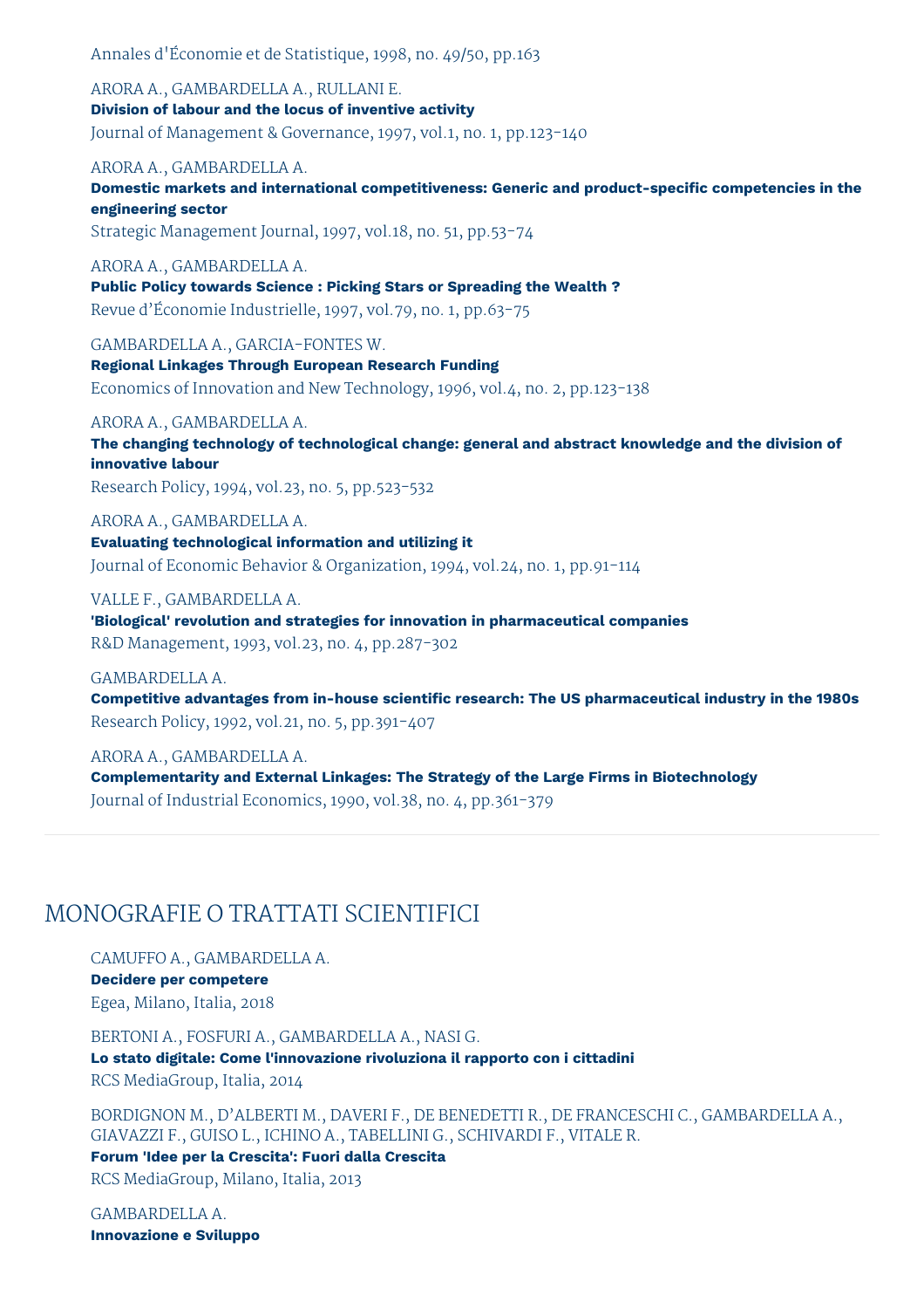Annales d'Économie et de Statistique, 1998, no. 49/50, pp.163

ARORA A., GAMBARDELLA A., RULLANI E.
**Division of labour and the locus of inventive activity**
Journal of Management & Governance, 1997, vol.1, no. 1, pp.123-140

ARORA A., GAMBARDELLA A.
**Domestic markets and international competitiveness: Generic and product-specific competencies in the engineering sector**
Strategic Management Journal, 1997, vol.18, no. 51, pp.53-74

ARORA A., GAMBARDELLA A.
**Public Policy towards Science : Picking Stars or Spreading the Wealth ?**
Revue d'Économie Industrielle, 1997, vol.79, no. 1, pp.63-75

GAMBARDELLA A., GARCIA-FONTES W.
**Regional Linkages Through European Research Funding**
Economics of Innovation and New Technology, 1996, vol.4, no. 2, pp.123-138

ARORA A., GAMBARDELLA A.
**The changing technology of technological change: general and abstract knowledge and the division of innovative labour**
Research Policy, 1994, vol.23, no. 5, pp.523-532

ARORA A., GAMBARDELLA A.
**Evaluating technological information and utilizing it**
Journal of Economic Behavior & Organization, 1994, vol.24, no. 1, pp.91-114

VALLE F., GAMBARDELLA A.
**'Biological' revolution and strategies for innovation in pharmaceutical companies**
R&D Management, 1993, vol.23, no. 4, pp.287-302

GAMBARDELLA A.
**Competitive advantages from in-house scientific research: The US pharmaceutical industry in the 1980s**
Research Policy, 1992, vol.21, no. 5, pp.391-407

ARORA A., GAMBARDELLA A.
**Complementarity and External Linkages: The Strategy of the Large Firms in Biotechnology**
Journal of Industrial Economics, 1990, vol.38, no. 4, pp.361-379

## MONOGRAFIE O TRATTATI SCIENTIFICI

CAMUFFO A., GAMBARDELLA A.
**Decidere per competere**
Egea, Milano, Italia, 2018

BERTONI A., FOSFURI A., GAMBARDELLA A., NASI G.
**Lo stato digitale: Come l'innovazione rivoluziona il rapporto con i cittadini**
RCS MediaGroup, Italia, 2014

BORDIGNON M., D'ALBERTI M., DAVERI F., DE BENEDETTI R., DE FRANCESCHI C., GAMBARDELLA A., GIAVAZZI F., GUISO L., ICHINO A., TABELLINI G., SCHIVARDI F., VITALE R.
**Forum 'Idee per la Crescita': Fuori dalla Crescita**
RCS MediaGroup, Milano, Italia, 2013

GAMBARDELLA A.
**Innovazione e Sviluppo**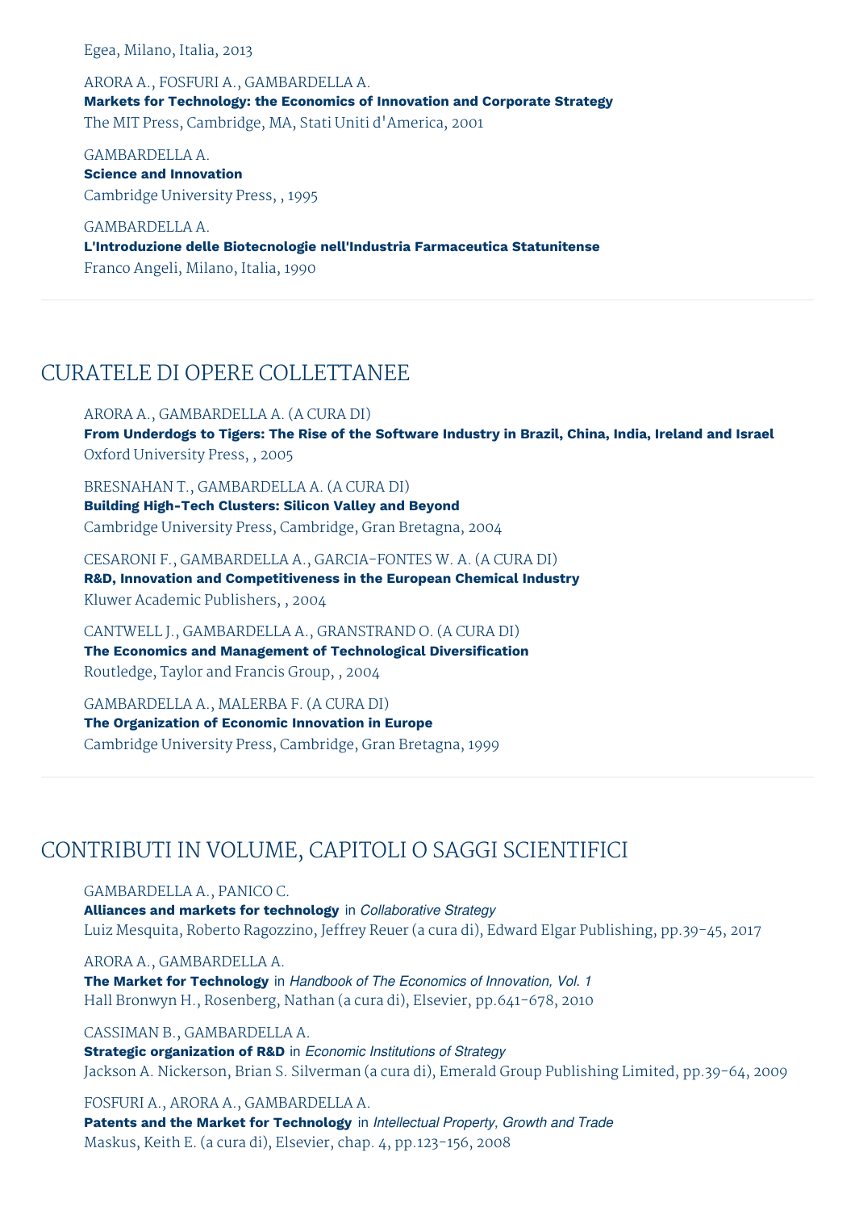Egea, Milano, Italia, 2013

ARORA A., FOSFURI A., GAMBARDELLA A.
**Markets for Technology: the Economics of Innovation and Corporate Strategy**
The MIT Press, Cambridge, MA, Stati Uniti d'America, 2001

GAMBARDELLA A.
**Science and Innovation**
Cambridge University Press, , 1995

GAMBARDELLA A.
**L'Introduzione delle Biotecnologie nell'Industria Farmaceutica Statunitense**
Franco Angeli, Milano, Italia, 1990

## CURATELE DI OPERE COLLETTANEE

ARORA A., GAMBARDELLA A. (A CURA DI)
**From Underdogs to Tigers: The Rise of the Software Industry in Brazil, China, India, Ireland and Israel**
Oxford University Press, , 2005

BRESNAHAN T., GAMBARDELLA A. (A CURA DI)
**Building High-Tech Clusters: Silicon Valley and Beyond**
Cambridge University Press, Cambridge, Gran Bretagna, 2004

CESARONI F., GAMBARDELLA A., GARCIA-FONTES W. A. (A CURA DI)
**R&D, Innovation and Competitiveness in the European Chemical Industry**
Kluwer Academic Publishers, , 2004

CANTWELL J., GAMBARDELLA A., GRANSTRAND O. (A CURA DI)
**The Economics and Management of Technological Diversification**
Routledge, Taylor and Francis Group, , 2004

GAMBARDELLA A., MALERBA F. (A CURA DI)
**The Organization of Economic Innovation in Europe**
Cambridge University Press, Cambridge, Gran Bretagna, 1999

## CONTRIBUTI IN VOLUME, CAPITOLI O SAGGI SCIENTIFICI

GAMBARDELLA A., PANICO C.
**Alliances and markets for technology** in *Collaborative Strategy*
Luiz Mesquita, Roberto Ragozzino, Jeffrey Reuer (a cura di), Edward Elgar Publishing, pp.39-45, 2017

ARORA A., GAMBARDELLA A.
**The Market for Technology** in *Handbook of The Economics of Innovation, Vol. 1*
Hall Bronwyn H., Rosenberg, Nathan (a cura di), Elsevier, pp.641-678, 2010

CASSIMAN B., GAMBARDELLA A.
**Strategic organization of R&D** in *Economic Institutions of Strategy*
Jackson A. Nickerson, Brian S. Silverman (a cura di), Emerald Group Publishing Limited, pp.39-64, 2009

FOSFURI A., ARORA A., GAMBARDELLA A.
**Patents and the Market for Technology** in *Intellectual Property, Growth and Trade*
Maskus, Keith E. (a cura di), Elsevier, chap. 4, pp.123-156, 2008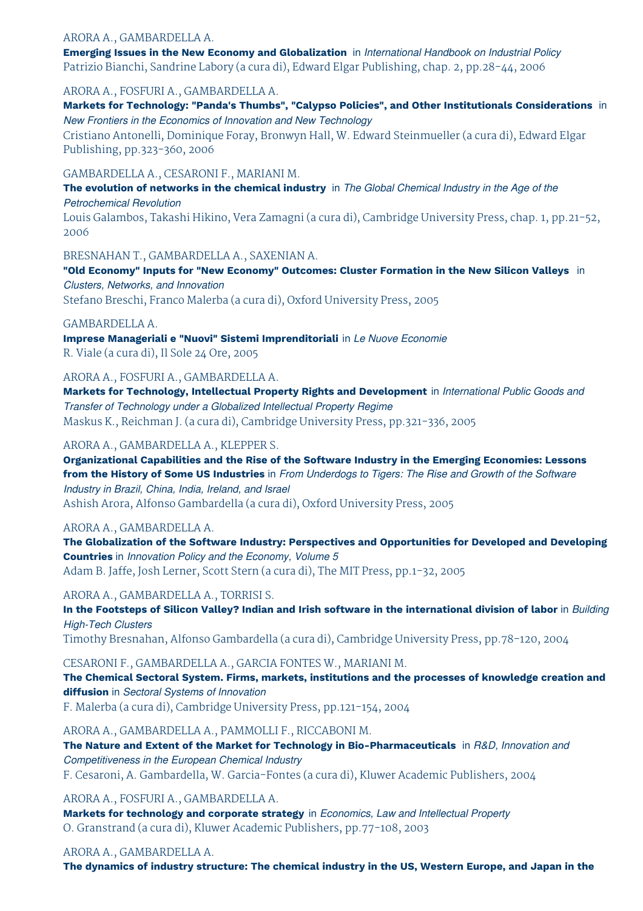ARORA A., GAMBARDELLA A.

**Emerging Issues in the New Economy and Globalization** in *International Handbook on Industrial Policy*
Patrizio Bianchi, Sandrine Labory (a cura di), Edward Elgar Publishing, chap. 2, pp.28-44, 2006

ARORA A., FOSFURI A., GAMBARDELLA A.

**Markets for Technology: "Panda's Thumbs", "Calypso Policies", and Other Institutionals Considerations** in *New Frontiers in the Economics of Innovation and New Technology*
Cristiano Antonelli, Dominique Foray, Bronwyn Hall, W. Edward Steinmueller (a cura di), Edward Elgar Publishing, pp.323-360, 2006

GAMBARDELLA A., CESARONI F., MARIANI M.

**The evolution of networks in the chemical industry** in *The Global Chemical Industry in the Age of the Petrochemical Revolution*
Louis Galambos, Takashi Hikino, Vera Zamagni (a cura di), Cambridge University Press, chap. 1, pp.21-52, 2006

BRESNAHAN T., GAMBARDELLA A., SAXENIAN A.

**"Old Economy" Inputs for "New Economy" Outcomes: Cluster Formation in the New Silicon Valleys** in *Clusters, Networks, and Innovation*
Stefano Breschi, Franco Malerba (a cura di), Oxford University Press, 2005

GAMBARDELLA A.

**Imprese Manageriali e "Nuovi" Sistemi Imprenditoriali** in *Le Nuove Economie*
R. Viale (a cura di), Il Sole 24 Ore, 2005

ARORA A., FOSFURI A., GAMBARDELLA A.

**Markets for Technology, Intellectual Property Rights and Development** in *International Public Goods and Transfer of Technology under a Globalized Intellectual Property Regime*
Maskus K., Reichman J. (a cura di), Cambridge University Press, pp.321-336, 2005

ARORA A., GAMBARDELLA A., KLEPPER S.

**Organizational Capabilities and the Rise of the Software Industry in the Emerging Economies: Lessons from the History of Some US Industries** in *From Underdogs to Tigers: The Rise and Growth of the Software Industry in Brazil, China, India, Ireland, and Israel*
Ashish Arora, Alfonso Gambardella (a cura di), Oxford University Press, 2005

ARORA A., GAMBARDELLA A.

**The Globalization of the Software Industry: Perspectives and Opportunities for Developed and Developing Countries** in *Innovation Policy and the Economy, Volume 5*
Adam B. Jaffe, Josh Lerner, Scott Stern (a cura di), The MIT Press, pp.1-32, 2005

ARORA A., GAMBARDELLA A., TORRISI S.

**In the Footsteps of Silicon Valley? Indian and Irish software in the international division of labor** in *Building High-Tech Clusters*
Timothy Bresnahan, Alfonso Gambardella (a cura di), Cambridge University Press, pp.78-120, 2004

CESARONI F., GAMBARDELLA A., GARCIA FONTES W., MARIANI M.

**The Chemical Sectoral System. Firms, markets, institutions and the processes of knowledge creation and diffusion** in *Sectoral Systems of Innovation*
F. Malerba (a cura di), Cambridge University Press, pp.121-154, 2004

ARORA A., GAMBARDELLA A., PAMMOLLI F., RICCABONI M.

**The Nature and Extent of the Market for Technology in Bio-Pharmaceuticals** in *R&D, Innovation and Competitiveness in the European Chemical Industry*
F. Cesaroni, A. Gambardella, W. Garcia-Fontes (a cura di), Kluwer Academic Publishers, 2004

ARORA A., FOSFURI A., GAMBARDELLA A.

**Markets for technology and corporate strategy** in *Economics, Law and Intellectual Property*
O. Granstrand (a cura di), Kluwer Academic Publishers, pp.77-108, 2003

ARORA A., GAMBARDELLA A.

**The dynamics of industry structure: The chemical industry in the US, Western Europe, and Japan in the**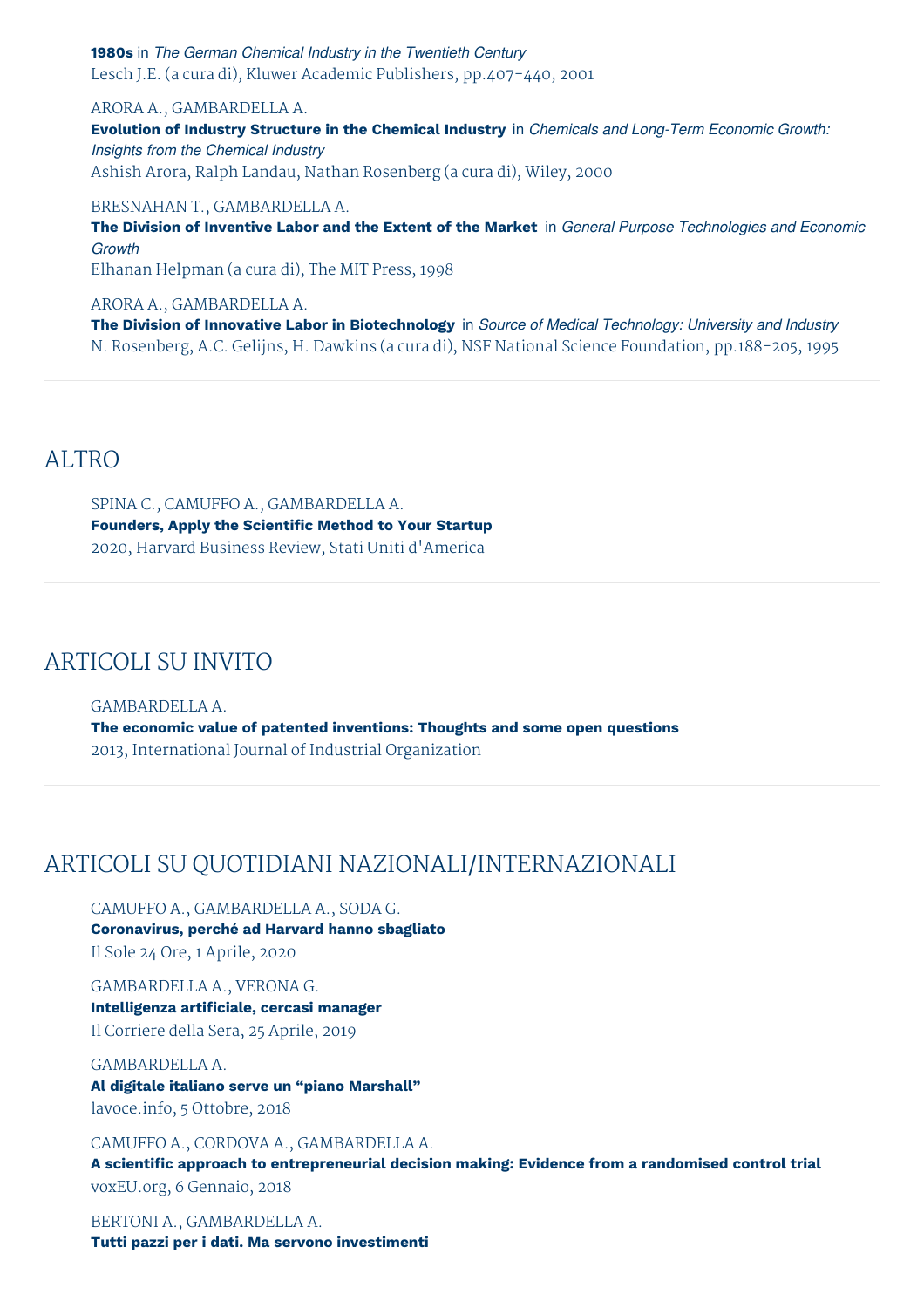**1980s** in *The German Chemical Industry in the Twentieth Century*
Lesch J.E. (a cura di), Kluwer Academic Publishers, pp.407-440, 2001

ARORA A., GAMBARDELLA A.
**Evolution of Industry Structure in the Chemical Industry** in *Chemicals and Long-Term Economic Growth: Insights from the Chemical Industry*
Ashish Arora, Ralph Landau, Nathan Rosenberg (a cura di), Wiley, 2000

BRESNAHAN T., GAMBARDELLA A.
**The Division of Inventive Labor and the Extent of the Market** in *General Purpose Technologies and Economic Growth*
Elhanan Helpman (a cura di), The MIT Press, 1998

ARORA A., GAMBARDELLA A.
**The Division of Innovative Labor in Biotechnology** in *Source of Medical Technology: University and Industry*
N. Rosenberg, A.C. Gelijns, H. Dawkins (a cura di), NSF National Science Foundation, pp.188-205, 1995

## ALTRO

SPINA C., CAMUFFO A., GAMBARDELLA A.
**Founders, Apply the Scientific Method to Your Startup**
2020, Harvard Business Review, Stati Uniti d'America

## ARTICOLI SU INVITO

GAMBARDELLA A.
**The economic value of patented inventions: Thoughts and some open questions**
2013, International Journal of Industrial Organization

## ARTICOLI SU QUOTIDIANI NAZIONALI/INTERNAZIONALI

CAMUFFO A., GAMBARDELLA A., SODA G.
**Coronavirus, perché ad Harvard hanno sbagliato**
Il Sole 24 Ore, 1 Aprile, 2020

GAMBARDELLA A., VERONA G.
**Intelligenza artificiale, cercasi manager**
Il Corriere della Sera, 25 Aprile, 2019

GAMBARDELLA A.
**Al digitale italiano serve un "piano Marshall"**
lavoce.info, 5 Ottobre, 2018

CAMUFFO A., CORDOVA A., GAMBARDELLA A.
**A scientific approach to entrepreneurial decision making: Evidence from a randomised control trial**
voxEU.org, 6 Gennaio, 2018

BERTONI A., GAMBARDELLA A.
**Tutti pazzi per i dati. Ma servono investimenti**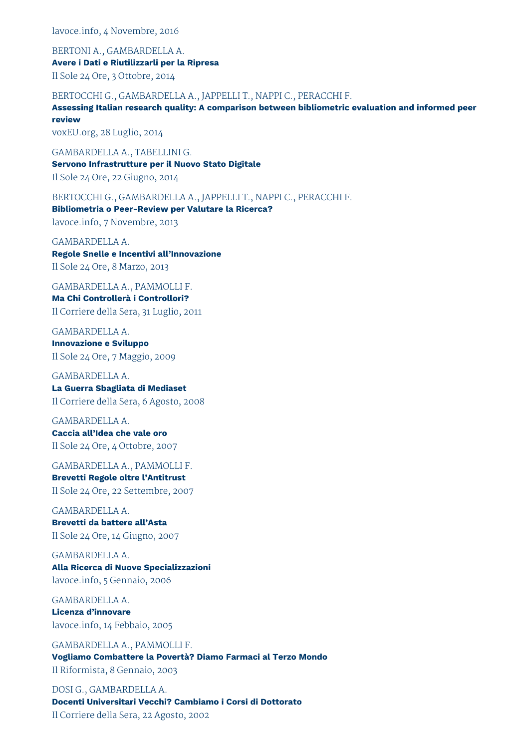lavoce.info, 4 Novembre, 2016

BERTONI A., GAMBARDELLA A.
**Avere i Dati e Riutilizzarli per la Ripresa**
Il Sole 24 Ore, 3 Ottobre, 2014

BERTOCCHI G., GAMBARDELLA A., JAPPELLI T., NAPPI C., PERACCHI F.
**Assessing Italian research quality: A comparison between bibliometric evaluation and informed peer review**
voxEU.org, 28 Luglio, 2014

GAMBARDELLA A., TABELLINI G.
**Servono Infrastrutture per il Nuovo Stato Digitale**
Il Sole 24 Ore, 22 Giugno, 2014

BERTOCCHI G., GAMBARDELLA A., JAPPELLI T., NAPPI C., PERACCHI F.
**Bibliometria o Peer-Review per Valutare la Ricerca?**
lavoce.info, 7 Novembre, 2013

GAMBARDELLA A.
**Regole Snelle e Incentivi all'Innovazione**
Il Sole 24 Ore, 8 Marzo, 2013

GAMBARDELLA A., PAMMOLLI F.
**Ma Chi Controllerà i Controllori?**
Il Corriere della Sera, 31 Luglio, 2011

GAMBARDELLA A.
**Innovazione e Sviluppo**
Il Sole 24 Ore, 7 Maggio, 2009

GAMBARDELLA A.
**La Guerra Sbagliata di Mediaset**
Il Corriere della Sera, 6 Agosto, 2008

GAMBARDELLA A.
**Caccia all'Idea che vale oro**
Il Sole 24 Ore, 4 Ottobre, 2007

GAMBARDELLA A., PAMMOLLI F.
**Brevetti Regole oltre l'Antitrust**
Il Sole 24 Ore, 22 Settembre, 2007

GAMBARDELLA A.
**Brevetti da battere all'Asta**
Il Sole 24 Ore, 14 Giugno, 2007

GAMBARDELLA A.
**Alla Ricerca di Nuove Specializzazioni**
lavoce.info, 5 Gennaio, 2006

GAMBARDELLA A.
**Licenza d'innovare**
lavoce.info, 14 Febbaio, 2005

GAMBARDELLA A., PAMMOLLI F.
**Vogliamo Combattere la Povertà? Diamo Farmaci al Terzo Mondo**
Il Riformista, 8 Gennaio, 2003

DOSI G., GAMBARDELLA A.
**Docenti Universitari Vecchi? Cambiamo i Corsi di Dottorato**
Il Corriere della Sera, 22 Agosto, 2002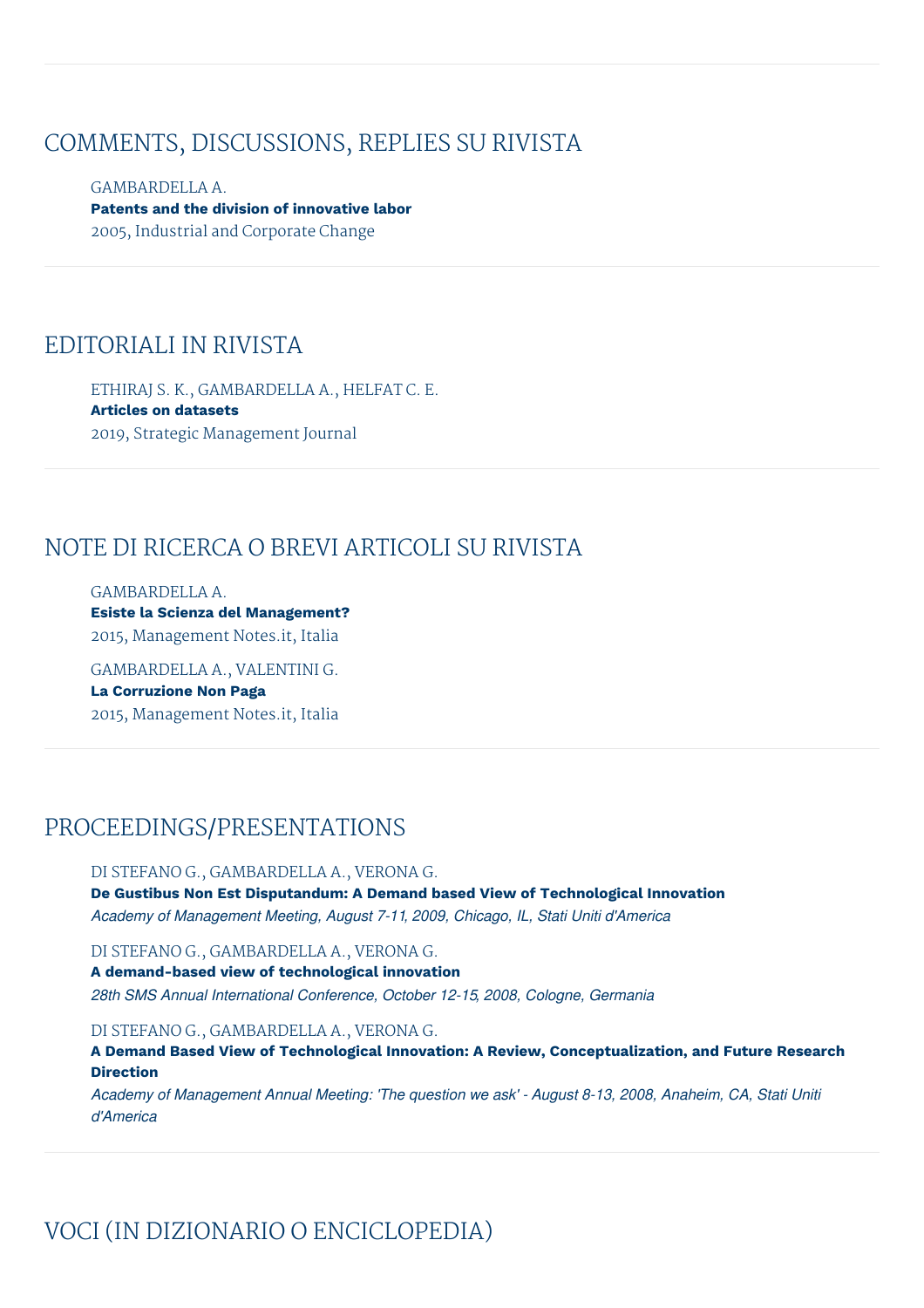## COMMENTS, DISCUSSIONS, REPLIES SU RIVISTA

GAMBARDELLA A.
**Patents and the division of innovative labor**
2005, Industrial and Corporate Change

## EDITORIALI IN RIVISTA

ETHIRAJ S. K., GAMBARDELLA A., HELFAT C. E.
**Articles on datasets**
2019, Strategic Management Journal

## NOTE DI RICERCA O BREVI ARTICOLI SU RIVISTA

GAMBARDELLA A.
**Esiste la Scienza del Management?**
2015, Management Notes.it, Italia

GAMBARDELLA A., VALENTINI G.
**La Corruzione Non Paga**
2015, Management Notes.it, Italia

## PROCEEDINGS/PRESENTATIONS

DI STEFANO G., GAMBARDELLA A., VERONA G.
**De Gustibus Non Est Disputandum: A Demand based View of Technological Innovation**
*Academy of Management Meeting, August 7-11, 2009, Chicago, IL, Stati Uniti d'America*

DI STEFANO G., GAMBARDELLA A., VERONA G.
**A demand-based view of technological innovation**
*28th SMS Annual International Conference, October 12-15, 2008, Cologne, Germania*

DI STEFANO G., GAMBARDELLA A., VERONA G.
**A Demand Based View of Technological Innovation: A Review, Conceptualization, and Future Research Direction**
*Academy of Management Annual Meeting: 'The question we ask' - August 8-13, 2008, Anaheim, CA, Stati Uniti d'America*

## VOCI (IN DIZIONARIO O ENCICLOPEDIA)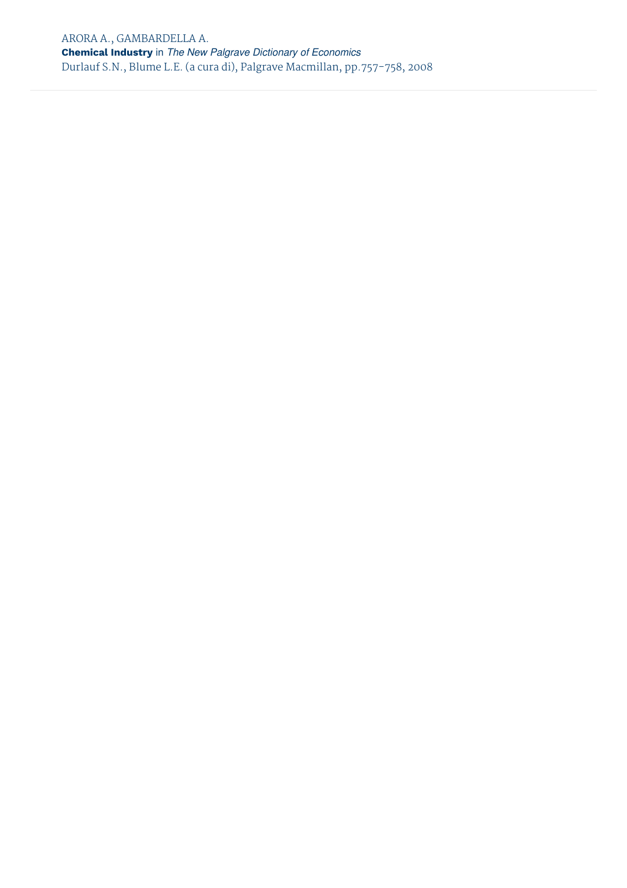ARORA A., GAMBARDELLA A.

**Chemical Industry** in *The New Palgrave Dictionary of Economics*

Durlauf S.N., Blume L.E. (a cura di), Palgrave Macmillan, pp.757-758, 2008